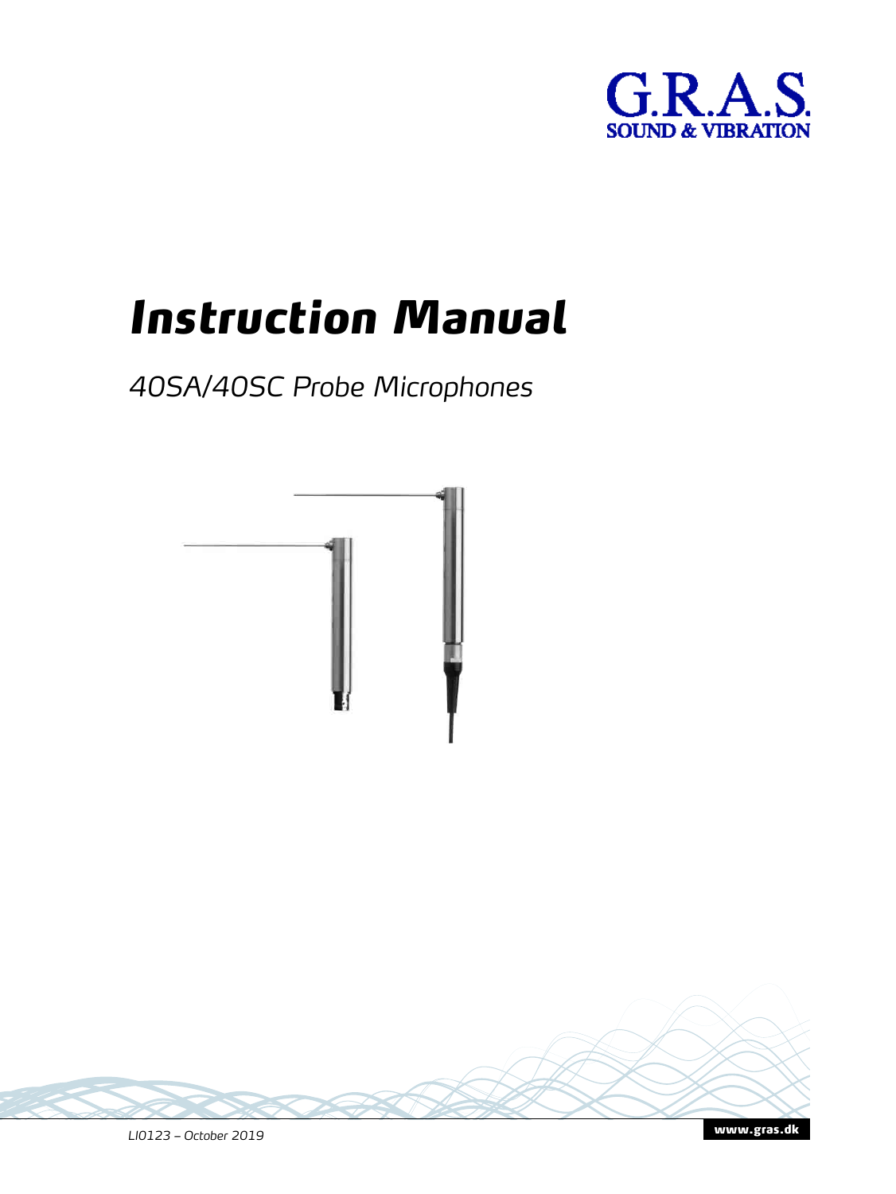G.R.A.S.
SOUND & VIBRATION

# Instruction Manual

## 40SA/40SC Probe Microphones

LI0123 – October 2019

www.gras.dk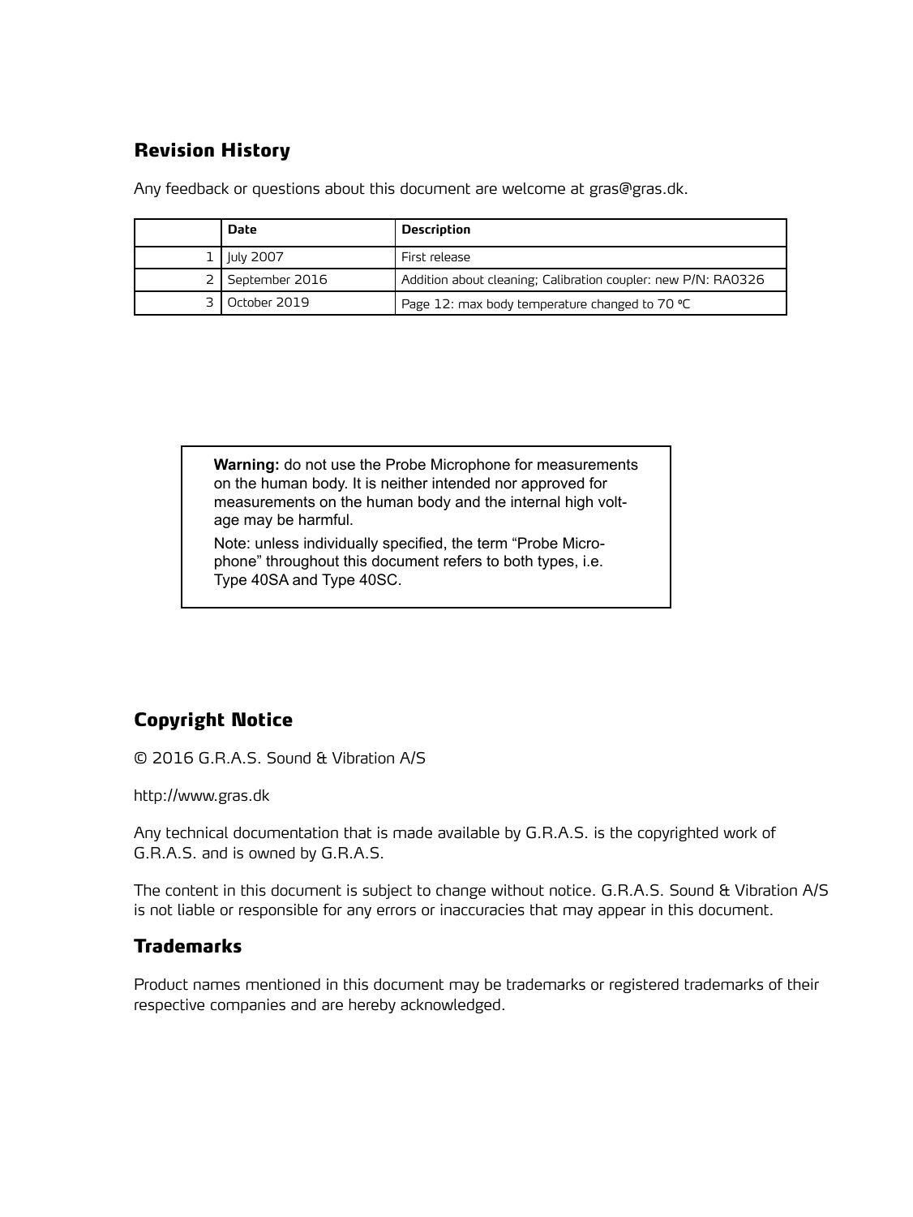## Revision History

Any feedback or questions about this document are welcome at gras@gras.dk.

| | Date | Description |
|---|---|---|
| 1 | July 2007 | First release |
| 2 | September 2016 | Addition about cleaning; Calibration coupler: new P/N: RA0326 |
| 3 | October 2019 | Page 12: max body temperature changed to 70 °C |

**Warning:** do not use the Probe Microphone for measurements on the human body. It is neither intended nor approved for measurements on the human body and the internal high voltage may be harmful.

Note: unless individually specified, the term “Probe Microphone” throughout this document refers to both types, i.e. Type 40SA and Type 40SC.

## Copyright Notice

© 2016 G.R.A.S. Sound & Vibration A/S

http://www.gras.dk

Any technical documentation that is made available by G.R.A.S. is the copyrighted work of G.R.A.S. and is owned by G.R.A.S.

The content in this document is subject to change without notice. G.R.A.S. Sound & Vibration A/S is not liable or responsible for any errors or inaccuracies that may appear in this document.

## Trademarks

Product names mentioned in this document may be trademarks or registered trademarks of their respective companies and are hereby acknowledged.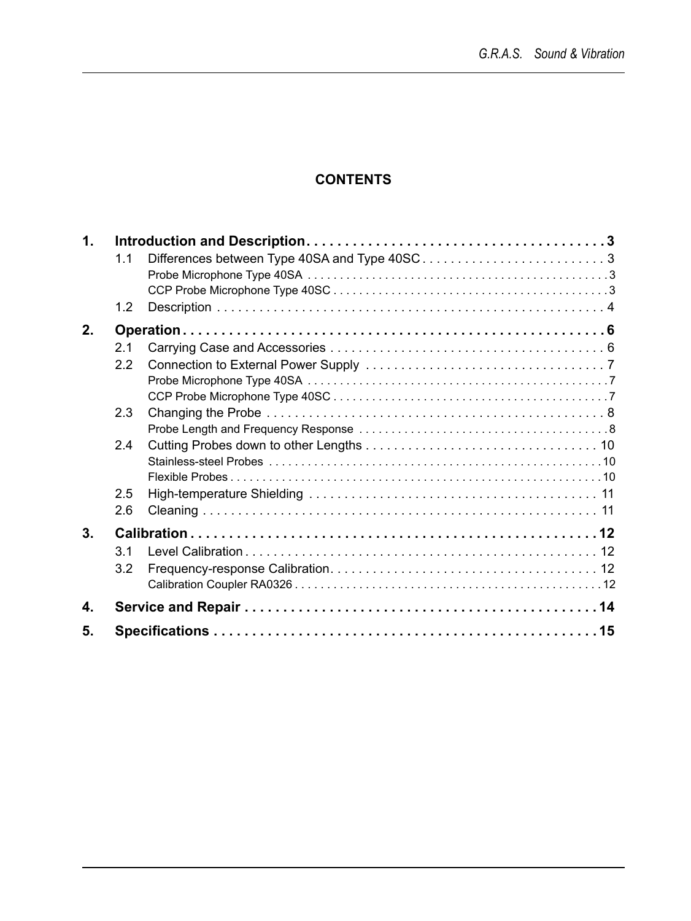# CONTENTS

**1. Introduction and Description . . . . . . . . . . . . . . . . . . . . . . . . . . . . . . . . . . . . . . . 3**

- 1.1 Differences between Type 40SA and Type 40SC . . . . . . . . . . . . . . . . . . . . . . . . . . 3
  - Probe Microphone Type 40SA . . . . . . . . . . . . . . . . . . . . . . . . . . . . . . . . . . . . . . . . . . . . . . 3
  - CCP Probe Microphone Type 40SC . . . . . . . . . . . . . . . . . . . . . . . . . . . . . . . . . . . . . . . . . . 3
- 1.2 Description . . . . . . . . . . . . . . . . . . . . . . . . . . . . . . . . . . . . . . . . . . . . . . . . . . . 4

**2. Operation . . . . . . . . . . . . . . . . . . . . . . . . . . . . . . . . . . . . . . . . . . . . . . . . . . . . . 6**

- 2.1 Carrying Case and Accessories . . . . . . . . . . . . . . . . . . . . . . . . . . . . . . . . . . . . . . 6
- 2.2 Connection to External Power Supply . . . . . . . . . . . . . . . . . . . . . . . . . . . . . . . . . . 7
  - Probe Microphone Type 40SA . . . . . . . . . . . . . . . . . . . . . . . . . . . . . . . . . . . . . . . . . . . . . . 7
  - CCP Probe Microphone Type 40SC . . . . . . . . . . . . . . . . . . . . . . . . . . . . . . . . . . . . . . . . . . 7
- 2.3 Changing the Probe . . . . . . . . . . . . . . . . . . . . . . . . . . . . . . . . . . . . . . . . . . . . . . . 8
  - Probe Length and Frequency Response . . . . . . . . . . . . . . . . . . . . . . . . . . . . . . . . . . . . . . 8
- 2.4 Cutting Probes down to other Lengths . . . . . . . . . . . . . . . . . . . . . . . . . . . . . . . . . 10
  - Stainless-steel Probes . . . . . . . . . . . . . . . . . . . . . . . . . . . . . . . . . . . . . . . . . . . . . . . . . . . 10
  - Flexible Probes . . . . . . . . . . . . . . . . . . . . . . . . . . . . . . . . . . . . . . . . . . . . . . . . . . . . . . . . 10
- 2.5 High-temperature Shielding . . . . . . . . . . . . . . . . . . . . . . . . . . . . . . . . . . . . . . . . . 11
- 2.6 Cleaning . . . . . . . . . . . . . . . . . . . . . . . . . . . . . . . . . . . . . . . . . . . . . . . . . . . . . . . 11

**3. Calibration . . . . . . . . . . . . . . . . . . . . . . . . . . . . . . . . . . . . . . . . . . . . . . . . . . . . . 12**

- 3.1 Level Calibration . . . . . . . . . . . . . . . . . . . . . . . . . . . . . . . . . . . . . . . . . . . . . . . . . 12
- 3.2 Frequency-response Calibration . . . . . . . . . . . . . . . . . . . . . . . . . . . . . . . . . . . . . . 12
  - Calibration Coupler RA0326 . . . . . . . . . . . . . . . . . . . . . . . . . . . . . . . . . . . . . . . . . . . . . . . 12

**4. Service and Repair . . . . . . . . . . . . . . . . . . . . . . . . . . . . . . . . . . . . . . . . . . . . . . . . 14**

**5. Specifications . . . . . . . . . . . . . . . . . . . . . . . . . . . . . . . . . . . . . . . . . . . . . . . . . . . 15**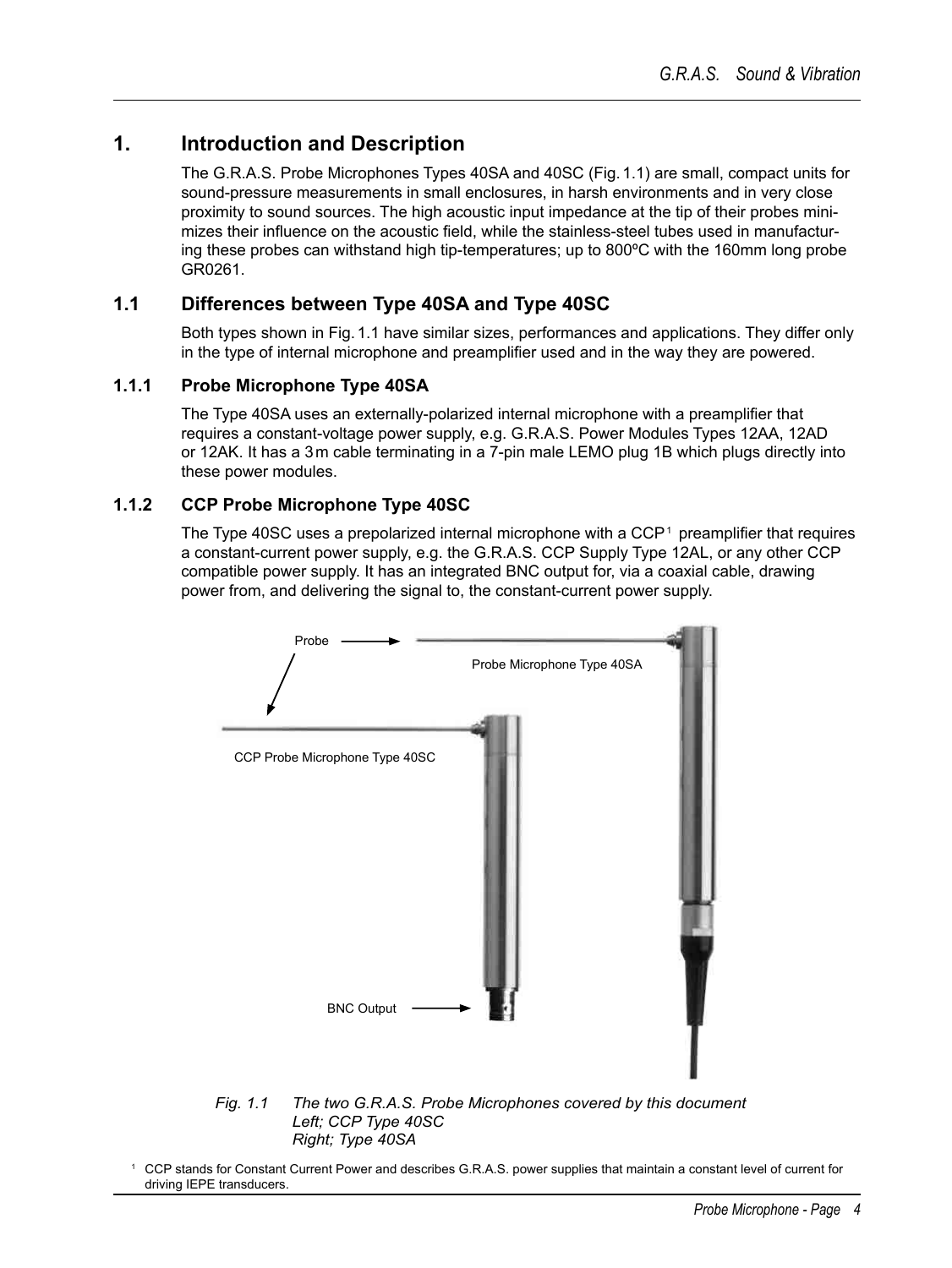# 1. Introduction and Description

The G.R.A.S. Probe Microphones Types 40SA and 40SC (Fig. 1.1) are small, compact units for sound-pressure measurements in small enclosures, in harsh environments and in very close proximity to sound sources. The high acoustic input impedance at the tip of their probes minimizes their influence on the acoustic field, while the stainless-steel tubes used in manufacturing these probes can withstand high tip-temperatures; up to 800ºC with the 160mm long probe GR0261.

## 1.1 Differences between Type 40SA and Type 40SC

Both types shown in Fig. 1.1 have similar sizes, performances and applications. They differ only in the type of internal microphone and preamplifier used and in the way they are powered.

### 1.1.1 Probe Microphone Type 40SA

The Type 40SA uses an externally-polarized internal microphone with a preamplifier that requires a constant-voltage power supply, e.g. G.R.A.S. Power Modules Types 12AA, 12AD or 12AK. It has a 3 m cable terminating in a 7-pin male LEMO plug 1B which plugs directly into these power modules.

### 1.1.2 CCP Probe Microphone Type 40SC

The Type 40SC uses a prepolarized internal microphone with a CCP[1] preamplifier that requires a constant-current power supply, e.g. the G.R.A.S. CCP Supply Type 12AL, or any other CCP compatible power supply. It has an integrated BNC output for, via a coaxial cable, drawing power from, and delivering the signal to, the constant-current power supply.

Probe

Probe Microphone Type 40SA

CCP Probe Microphone Type 40SC

BNC Output

*Fig. 1.1 The two G.R.A.S. Probe Microphones covered by this document*
*Left; CCP Type 40SC*
*Right; Type 40SA*

[1] CCP stands for Constant Current Power and describes G.R.A.S. power supplies that maintain a constant level of current for driving IEPE transducers.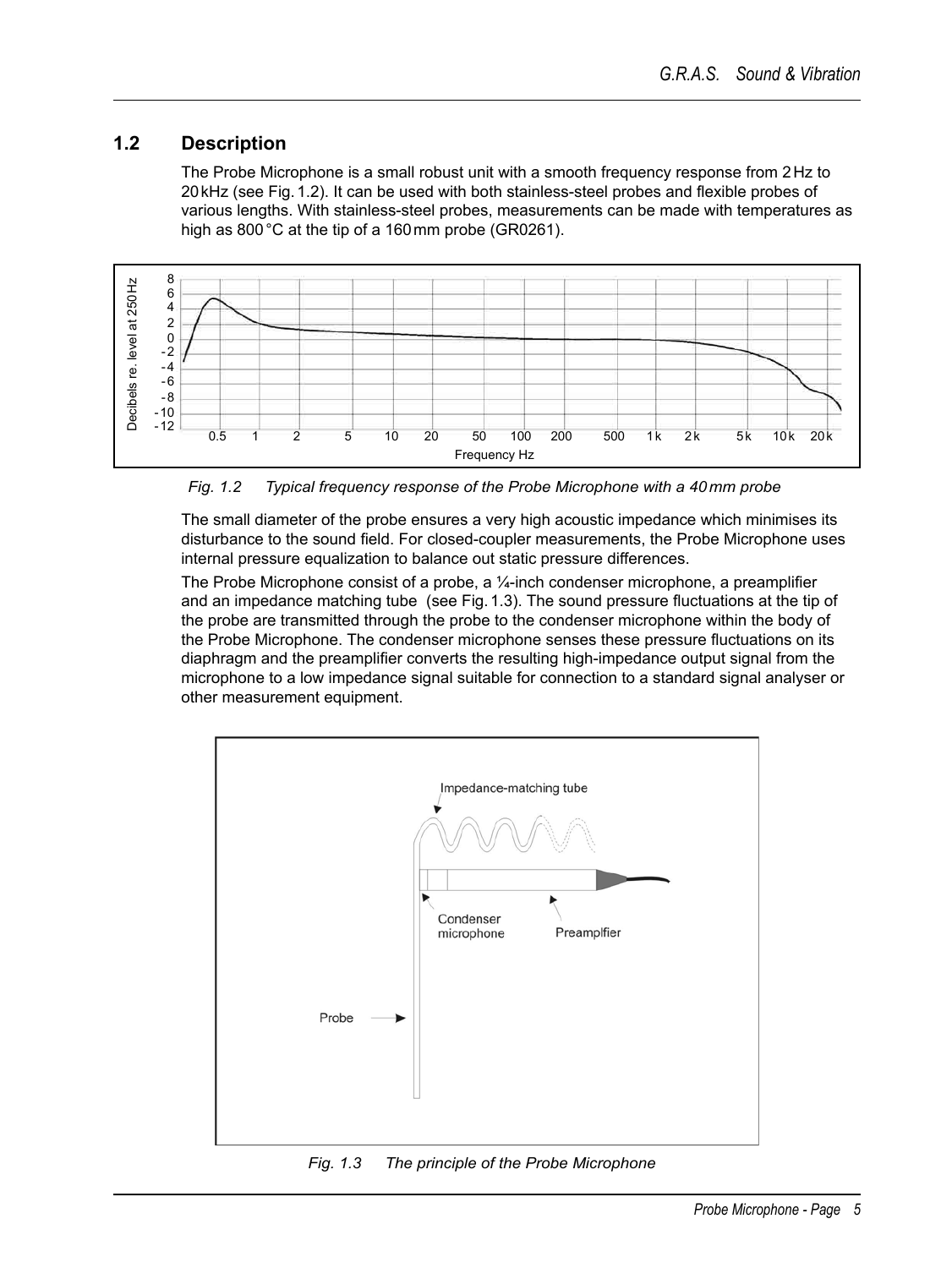## 1.2 Description

The Probe Microphone is a small robust unit with a smooth frequency response from 2 Hz to 20 kHz (see Fig. 1.2). It can be used with both stainless-steel probes and flexible probes of various lengths. With stainless-steel probes, measurements can be made with temperatures as high as 800 °C at the tip of a 160 mm probe (GR0261).

Decibels re. level at 250 Hz

8
6
4
2
0
-2
-4
-6
-8
-10
-12

0.5 1 2 5 10 20 50 100 200 500 1 k 2 k 5 k 10 k 20 k

Frequency Hz

*Fig. 1.2 Typical frequency response of the Probe Microphone with a 40 mm probe*

The small diameter of the probe ensures a very high acoustic impedance which minimises its disturbance to the sound field. For closed-coupler measurements, the Probe Microphone uses internal pressure equalization to balance out static pressure differences.

The Probe Microphone consist of a probe, a ¼-inch condenser microphone, a preamplifier and an impedance matching tube (see Fig. 1.3). The sound pressure fluctuations at the tip of the probe are transmitted through the probe to the condenser microphone within the body of the Probe Microphone. The condenser microphone senses these pressure fluctuations on its diaphragm and the preamplifier converts the resulting high-impedance output signal from the microphone to a low impedance signal suitable for connection to a standard signal analyser or other measurement equipment.

Impedance-matching tube

Condenser microphone

Preamplfier

Probe

*Fig. 1.3 The principle of the Probe Microphone*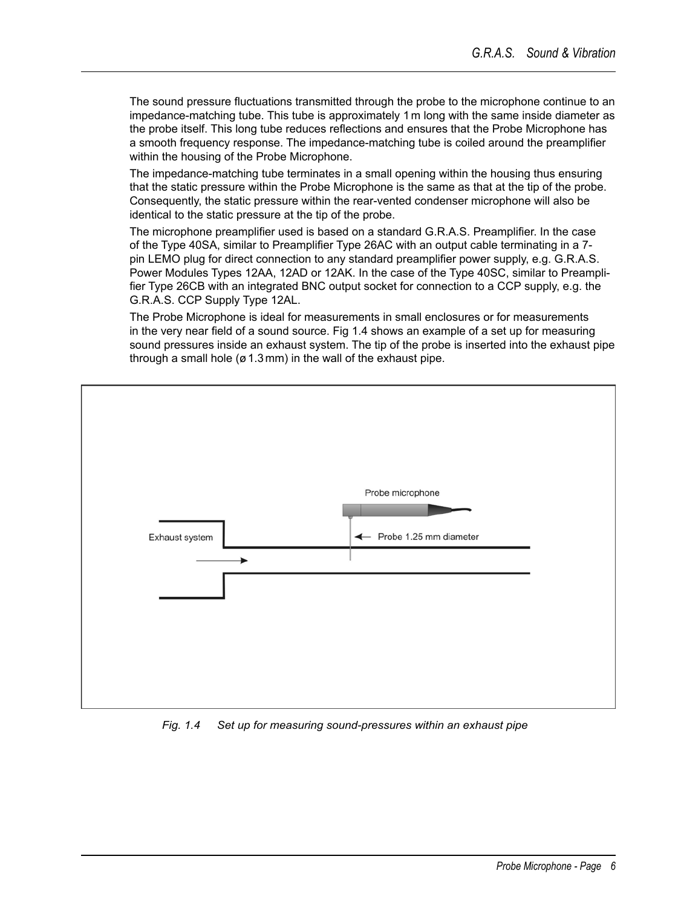The sound pressure fluctuations transmitted through the probe to the microphone continue to an impedance-matching tube. This tube is approximately 1 m long with the same inside diameter as the probe itself. This long tube reduces reflections and ensures that the Probe Microphone has a smooth frequency response. The impedance-matching tube is coiled around the preamplifier within the housing of the Probe Microphone.

The impedance-matching tube terminates in a small opening within the housing thus ensuring that the static pressure within the Probe Microphone is the same as that at the tip of the probe. Consequently, the static pressure within the rear-vented condenser microphone will also be identical to the static pressure at the tip of the probe.

The microphone preamplifier used is based on a standard G.R.A.S. Preamplifier. In the case of the Type 40SA, similar to Preamplifier Type 26AC with an output cable terminating in a 7-pin LEMO plug for direct connection to any standard preamplifier power supply, e.g. G.R.A.S. Power Modules Types 12AA, 12AD or 12AK. In the case of the Type 40SC, similar to Preamplifier Type 26CB with an integrated BNC output socket for connection to a CCP supply, e.g. the G.R.A.S. CCP Supply Type 12AL.

The Probe Microphone is ideal for measurements in small enclosures or for measurements in the very near field of a sound source. Fig 1.4 shows an example of a set up for measuring sound pressures inside an exhaust system. The tip of the probe is inserted into the exhaust pipe through a small hole (ø 1.3 mm) in the wall of the exhaust pipe.

Probe microphone

Exhaust system

Probe 1.25 mm diameter

*Fig. 1.4 Set up for measuring sound-pressures within an exhaust pipe*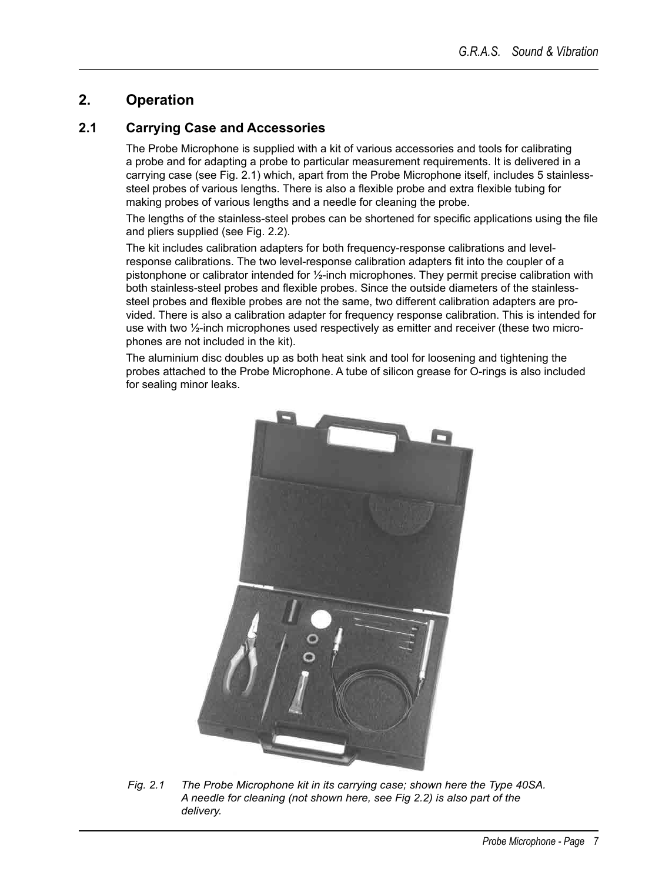## 2. Operation

### 2.1 Carrying Case and Accessories

The Probe Microphone is supplied with a kit of various accessories and tools for calibrating a probe and for adapting a probe to particular measurement requirements. It is delivered in a carrying case (see Fig. 2.1) which, apart from the Probe Microphone itself, includes 5 stainless-steel probes of various lengths. There is also a flexible probe and extra flexible tubing for making probes of various lengths and a needle for cleaning the probe.

The lengths of the stainless-steel probes can be shortened for specific applications using the file and pliers supplied (see Fig. 2.2).

The kit includes calibration adapters for both frequency-response calibrations and level-response calibrations. The two level-response calibration adapters fit into the coupler of a pistonphone or calibrator intended for ½-inch microphones. They permit precise calibration with both stainless-steel probes and flexible probes. Since the outside diameters of the stainless-steel probes and flexible probes are not the same, two different calibration adapters are provided. There is also a calibration adapter for frequency response calibration. This is intended for use with two ½-inch microphones used respectively as emitter and receiver (these two microphones are not included in the kit).

The aluminium disc doubles up as both heat sink and tool for loosening and tightening the probes attached to the Probe Microphone. A tube of silicon grease for O-rings is also included for sealing minor leaks.

*Fig. 2.1 The Probe Microphone kit in its carrying case; shown here the Type 40SA. A needle for cleaning (not shown here, see Fig 2.2) is also part of the delivery.*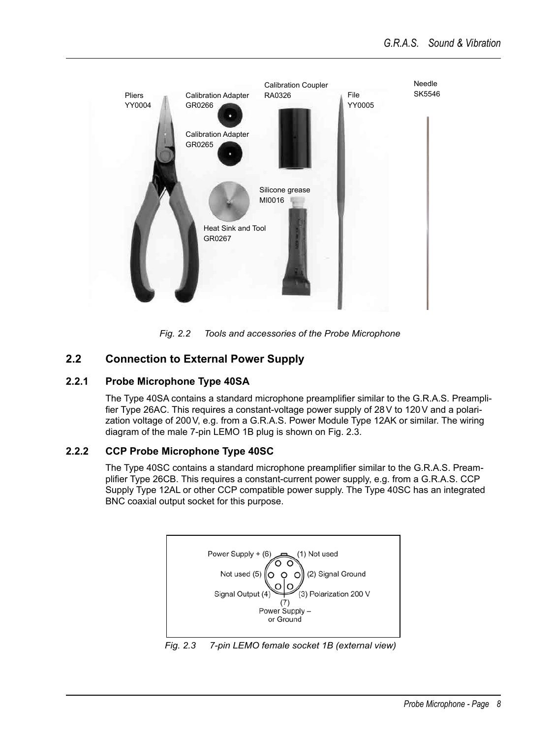Pliers
YY0004

Calibration Adapter
GR0266

Calibration Adapter
GR0265

Calibration Coupler
RA0326

File
YY0005

Needle
SK5546

Silicone grease
MI0016

Heat Sink and Tool
GR0267

*Fig. 2.2 Tools and accessories of the Probe Microphone*

## 2.2 Connection to External Power Supply

### 2.2.1 Probe Microphone Type 40SA

The Type 40SA contains a standard microphone preamplifier similar to the G.R.A.S. Preamplifier Type 26AC. This requires a constant-voltage power supply of 28 V to 120 V and a polarization voltage of 200 V, e.g. from a G.R.A.S. Power Module Type 12AK or similar. The wiring diagram of the male 7-pin LEMO 1B plug is shown on Fig. 2.3.

### 2.2.2 CCP Probe Microphone Type 40SC

The Type 40SC contains a standard microphone preamplifier similar to the G.R.A.S. Preamplifier Type 26CB. This requires a constant-current power supply, e.g. from a G.R.A.S. CCP Supply Type 12AL or other CCP compatible power supply. The Type 40SC has an integrated BNC coaxial output socket for this purpose.

Power Supply + (6)
(1) Not used
Not used (5)
(2) Signal Ground
Signal Output (4)
(3) Polarization 200 V
(7)
Power Supply –
or Ground

*Fig. 2.3 7-pin LEMO female socket 1B (external view)*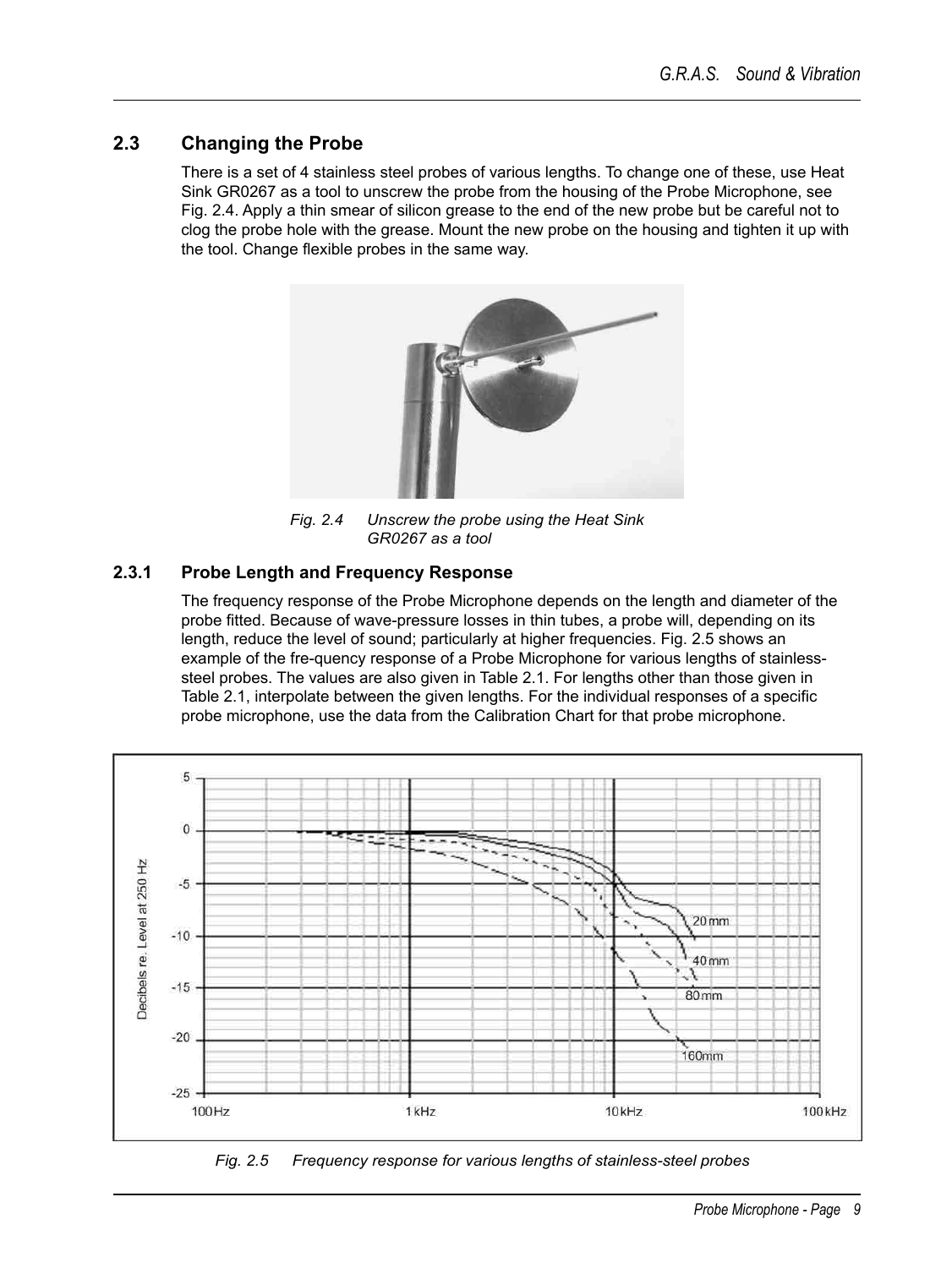## 2.3 Changing the Probe

There is a set of 4 stainless steel probes of various lengths. To change one of these, use Heat Sink GR0267 as a tool to unscrew the probe from the housing of the Probe Microphone, see Fig. 2.4. Apply a thin smear of silicon grease to the end of the new probe but be careful not to clog the probe hole with the grease. Mount the new probe on the housing and tighten it up with the tool. Change flexible probes in the same way.

*Fig. 2.4 Unscrew the probe using the Heat Sink GR0267 as a tool*

### 2.3.1 Probe Length and Frequency Response

The frequency response of the Probe Microphone depends on the length and diameter of the probe fitted. Because of wave-pressure losses in thin tubes, a probe will, depending on its length, reduce the level of sound; particularly at higher frequencies. Fig. 2.5 shows an example of the fre-quency response of a Probe Microphone for various lengths of stainless-steel probes. The values are also given in Table 2.1. For lengths other than those given in Table 2.1, interpolate between the given lengths. For the individual responses of a specific probe microphone, use the data from the Calibration Chart for that probe microphone.

Decibels re. Level at 250 Hz

5
0
-5
-10
-15
-20
-25

100 Hz
1 kHz
10 kHz
100 kHz

20 mm
40 mm
80 mm
160mm

*Fig. 2.5 Frequency response for various lengths of stainless-steel probes*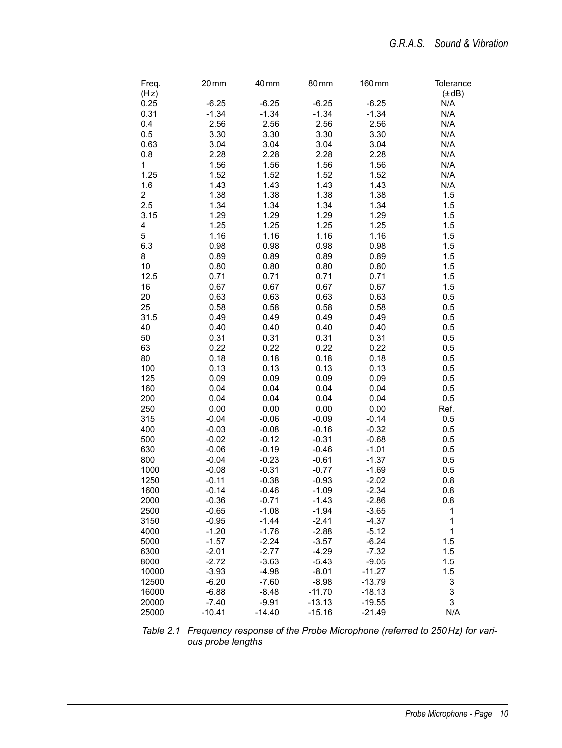| Freq. (Hz) | 20 mm | 40 mm | 80 mm | 160 mm | Tolerance (± dB) |
|---|---|---|---|---|---|
| 0.25 | -6.25 | -6.25 | -6.25 | -6.25 | N/A |
| 0.31 | -1.34 | -1.34 | -1.34 | -1.34 | N/A |
| 0.4 | 2.56 | 2.56 | 2.56 | 2.56 | N/A |
| 0.5 | 3.30 | 3.30 | 3.30 | 3.30 | N/A |
| 0.63 | 3.04 | 3.04 | 3.04 | 3.04 | N/A |
| 0.8 | 2.28 | 2.28 | 2.28 | 2.28 | N/A |
| 1 | 1.56 | 1.56 | 1.56 | 1.56 | N/A |
| 1.25 | 1.52 | 1.52 | 1.52 | 1.52 | N/A |
| 1.6 | 1.43 | 1.43 | 1.43 | 1.43 | N/A |
| 2 | 1.38 | 1.38 | 1.38 | 1.38 | 1.5 |
| 2.5 | 1.34 | 1.34 | 1.34 | 1.34 | 1.5 |
| 3.15 | 1.29 | 1.29 | 1.29 | 1.29 | 1.5 |
| 4 | 1.25 | 1.25 | 1.25 | 1.25 | 1.5 |
| 5 | 1.16 | 1.16 | 1.16 | 1.16 | 1.5 |
| 6.3 | 0.98 | 0.98 | 0.98 | 0.98 | 1.5 |
| 8 | 0.89 | 0.89 | 0.89 | 0.89 | 1.5 |
| 10 | 0.80 | 0.80 | 0.80 | 0.80 | 1.5 |
| 12.5 | 0.71 | 0.71 | 0.71 | 0.71 | 1.5 |
| 16 | 0.67 | 0.67 | 0.67 | 0.67 | 1.5 |
| 20 | 0.63 | 0.63 | 0.63 | 0.63 | 0.5 |
| 25 | 0.58 | 0.58 | 0.58 | 0.58 | 0.5 |
| 31.5 | 0.49 | 0.49 | 0.49 | 0.49 | 0.5 |
| 40 | 0.40 | 0.40 | 0.40 | 0.40 | 0.5 |
| 50 | 0.31 | 0.31 | 0.31 | 0.31 | 0.5 |
| 63 | 0.22 | 0.22 | 0.22 | 0.22 | 0.5 |
| 80 | 0.18 | 0.18 | 0.18 | 0.18 | 0.5 |
| 100 | 0.13 | 0.13 | 0.13 | 0.13 | 0.5 |
| 125 | 0.09 | 0.09 | 0.09 | 0.09 | 0.5 |
| 160 | 0.04 | 0.04 | 0.04 | 0.04 | 0.5 |
| 200 | 0.04 | 0.04 | 0.04 | 0.04 | 0.5 |
| 250 | 0.00 | 0.00 | 0.00 | 0.00 | Ref. |
| 315 | -0.04 | -0.06 | -0.09 | -0.14 | 0.5 |
| 400 | -0.03 | -0.08 | -0.16 | -0.32 | 0.5 |
| 500 | -0.02 | -0.12 | -0.31 | -0.68 | 0.5 |
| 630 | -0.06 | -0.19 | -0.46 | -1.01 | 0.5 |
| 800 | -0.04 | -0.23 | -0.61 | -1.37 | 0.5 |
| 1000 | -0.08 | -0.31 | -0.77 | -1.69 | 0.5 |
| 1250 | -0.11 | -0.38 | -0.93 | -2.02 | 0.8 |
| 1600 | -0.14 | -0.46 | -1.09 | -2.34 | 0.8 |
| 2000 | -0.36 | -0.71 | -1.43 | -2.86 | 0.8 |
| 2500 | -0.65 | -1.08 | -1.94 | -3.65 | 1 |
| 3150 | -0.95 | -1.44 | -2.41 | -4.37 | 1 |
| 4000 | -1.20 | -1.76 | -2.88 | -5.12 | 1 |
| 5000 | -1.57 | -2.24 | -3.57 | -6.24 | 1.5 |
| 6300 | -2.01 | -2.77 | -4.29 | -7.32 | 1.5 |
| 8000 | -2.72 | -3.63 | -5.43 | -9.05 | 1.5 |
| 10000 | -3.93 | -4.98 | -8.01 | -11.27 | 1.5 |
| 12500 | -6.20 | -7.60 | -8.98 | -13.79 | 3 |
| 16000 | -6.88 | -8.48 | -11.70 | -18.13 | 3 |
| 20000 | -7.40 | -9.91 | -13.13 | -19.55 | 3 |
| 25000 | -10.41 | -14.40 | -15.16 | -21.49 | N/A |

*Table 2.1 Frequency response of the Probe Microphone (referred to 250 Hz) for various probe lengths*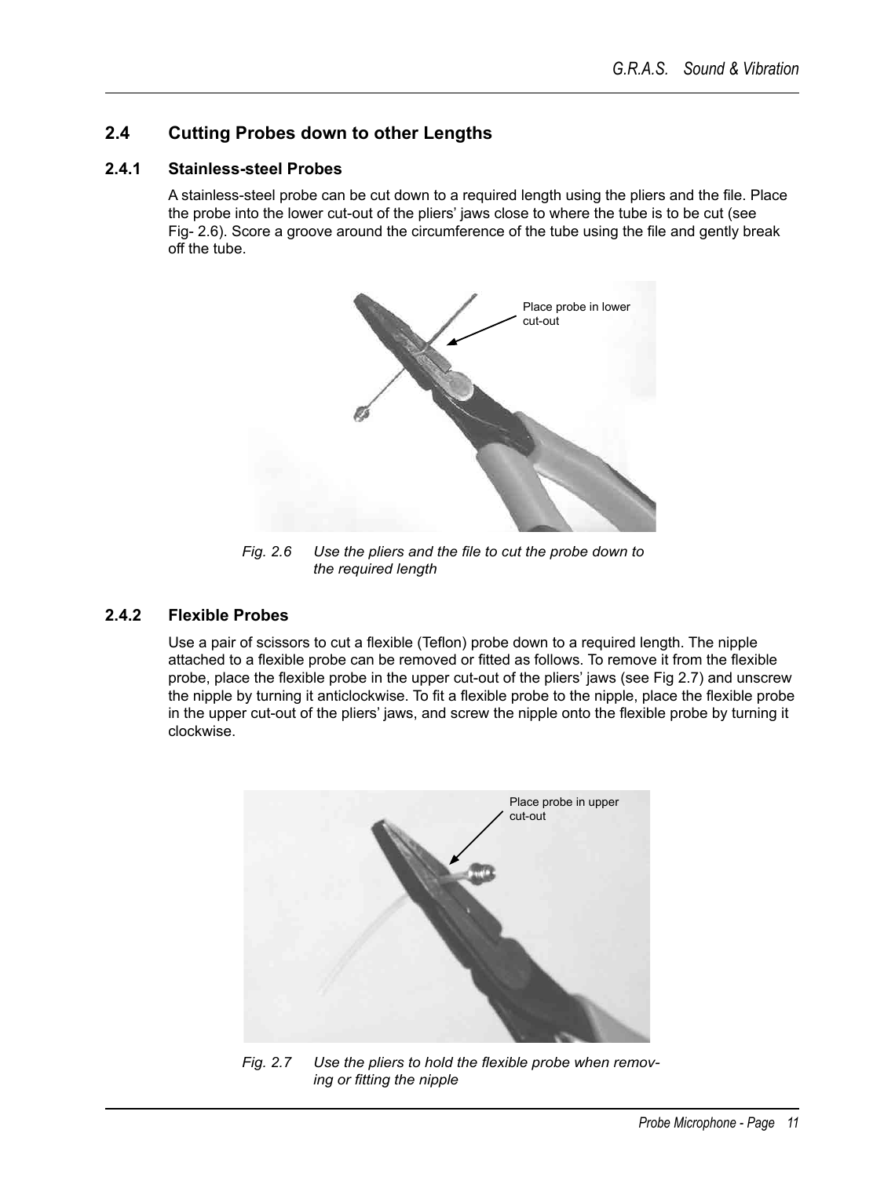## 2.4 Cutting Probes down to other Lengths

### 2.4.1 Stainless-steel Probes

A stainless-steel probe can be cut down to a required length using the pliers and the file. Place the probe into the lower cut-out of the pliers' jaws close to where the tube is to be cut (see Fig- 2.6). Score a groove around the circumference of the tube using the file and gently break off the tube.

Place probe in lower cut-out

*Fig. 2.6 Use the pliers and the file to cut the probe down to the required length*

### 2.4.2 Flexible Probes

Use a pair of scissors to cut a flexible (Teflon) probe down to a required length. The nipple attached to a flexible probe can be removed or fitted as follows. To remove it from the flexible probe, place the flexible probe in the upper cut-out of the pliers' jaws (see Fig 2.7) and unscrew the nipple by turning it anticlockwise. To fit a flexible probe to the nipple, place the flexible probe in the upper cut-out of the pliers' jaws, and screw the nipple onto the flexible probe by turning it clockwise.

Place probe in upper cut-out

*Fig. 2.7 Use the pliers to hold the flexible probe when removing or fitting the nipple*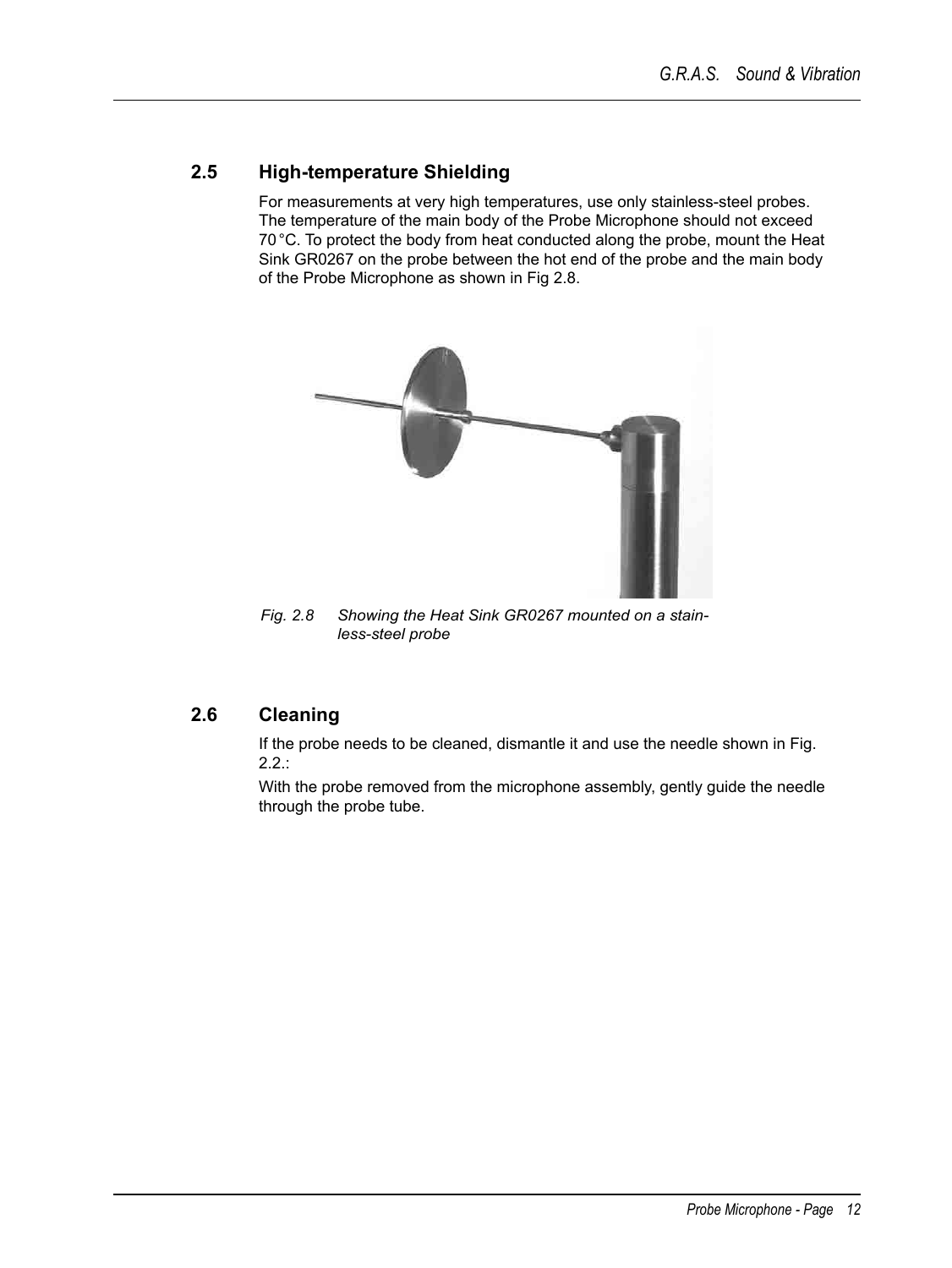## 2.5 High-temperature Shielding

For measurements at very high temperatures, use only stainless-steel probes. The temperature of the main body of the Probe Microphone should not exceed 70 °C. To protect the body from heat conducted along the probe, mount the Heat Sink GR0267 on the probe between the hot end of the probe and the main body of the Probe Microphone as shown in Fig 2.8.

*Fig. 2.8 Showing the Heat Sink GR0267 mounted on a stainless-steel probe*

## 2.6 Cleaning

If the probe needs to be cleaned, dismantle it and use the needle shown in Fig. 2.2.:

With the probe removed from the microphone assembly, gently guide the needle through the probe tube.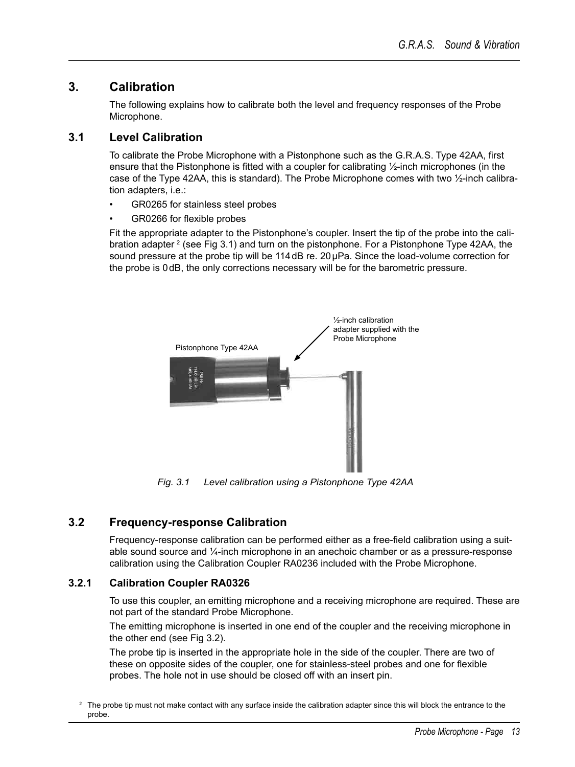# 3. Calibration

The following explains how to calibrate both the level and frequency responses of the Probe Microphone.

## 3.1 Level Calibration

To calibrate the Probe Microphone with a Pistonphone such as the G.R.A.S. Type 42AA, first ensure that the Pistonphone is fitted with a coupler for calibrating ½-inch microphones (in the case of the Type 42AA, this is standard). The Probe Microphone comes with two ½-inch calibration adapters, i.e.:

- GR0265 for stainless steel probes
- GR0266 for flexible probes

Fit the appropriate adapter to the Pistonphone's coupler. Insert the tip of the probe into the calibration adapter [2] (see Fig 3.1) and turn on the pistonphone. For a Pistonphone Type 42AA, the sound pressure at the probe tip will be 114 dB re. 20 µPa. Since the load-volume correction for the probe is 0 dB, the only corrections necessary will be for the barometric pressure.

*Fig. 3.1 Level calibration using a Pistonphone Type 42AA*

## 3.2 Frequency-response Calibration

Frequency-response calibration can be performed either as a free-field calibration using a suitable sound source and ¼-inch microphone in an anechoic chamber or as a pressure-response calibration using the Calibration Coupler RA0236 included with the Probe Microphone.

### 3.2.1 Calibration Coupler RA0326

To use this coupler, an emitting microphone and a receiving microphone are required. These are not part of the standard Probe Microphone.

The emitting microphone is inserted in one end of the coupler and the receiving microphone in the other end (see Fig 3.2).

The probe tip is inserted in the appropriate hole in the side of the coupler. There are two of these on opposite sides of the coupler, one for stainless-steel probes and one for flexible probes. The hole not in use should be closed off with an insert pin.

[2] The probe tip must not make contact with any surface inside the calibration adapter since this will block the entrance to the probe.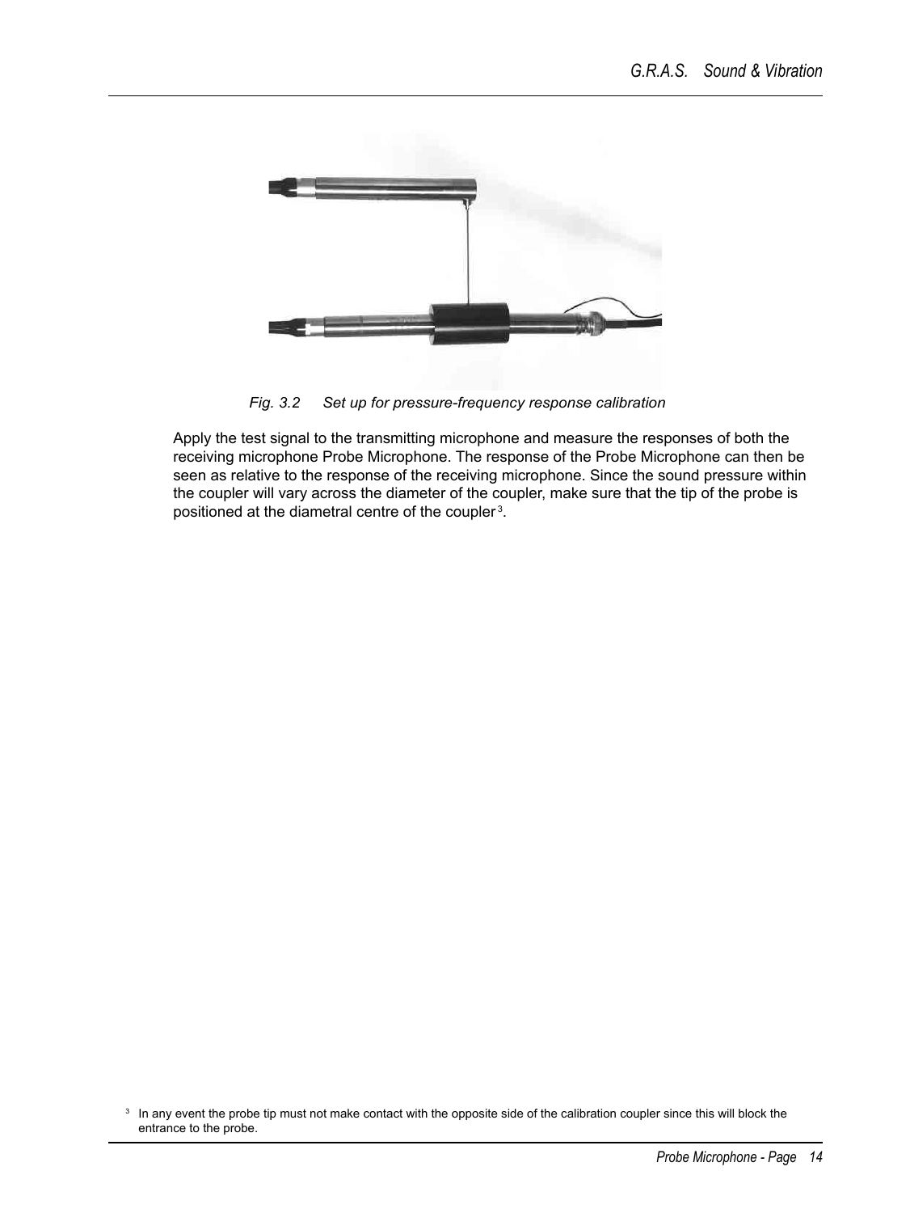*Fig. 3.2 Set up for pressure-frequency response calibration*

Apply the test signal to the transmitting microphone and measure the responses of both the receiving microphone Probe Microphone. The response of the Probe Microphone can then be seen as relative to the response of the receiving microphone. Since the sound pressure within the coupler will vary across the diameter of the coupler, make sure that the tip of the probe is positioned at the diametral centre of the coupler[3].

[3] In any event the probe tip must not make contact with the opposite side of the calibration coupler since this will block the entrance to the probe.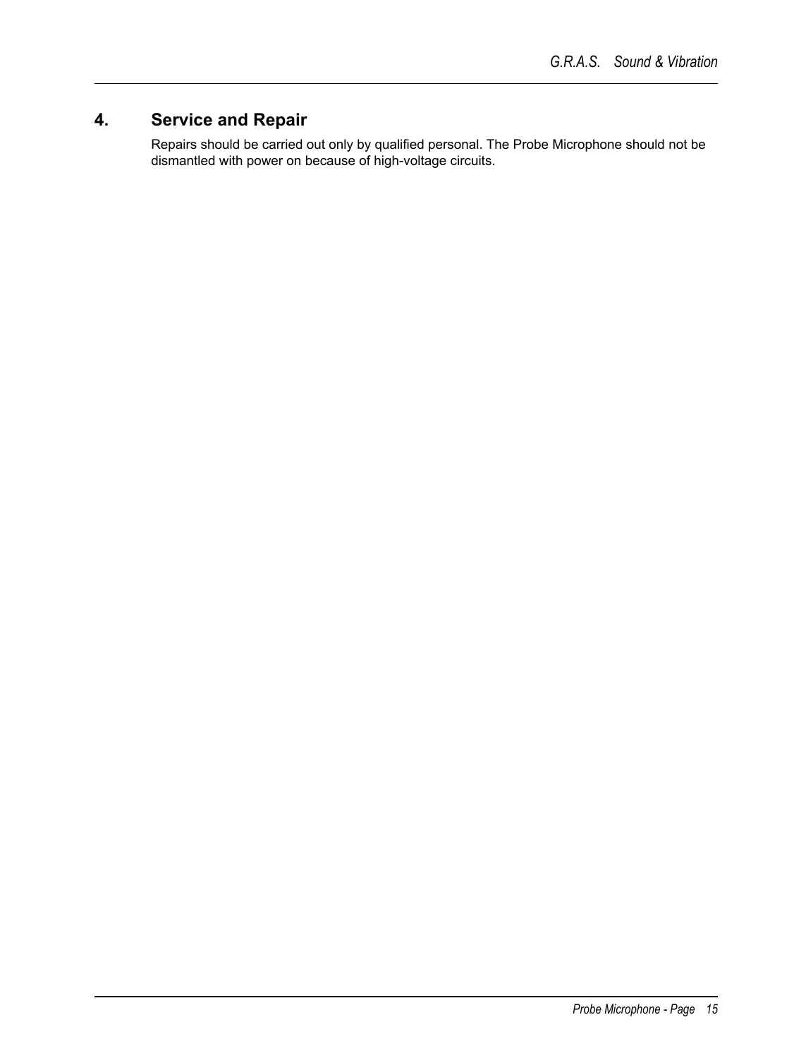# 4. Service and Repair

Repairs should be carried out only by qualified personal. The Probe Microphone should not be dismantled with power on because of high-voltage circuits.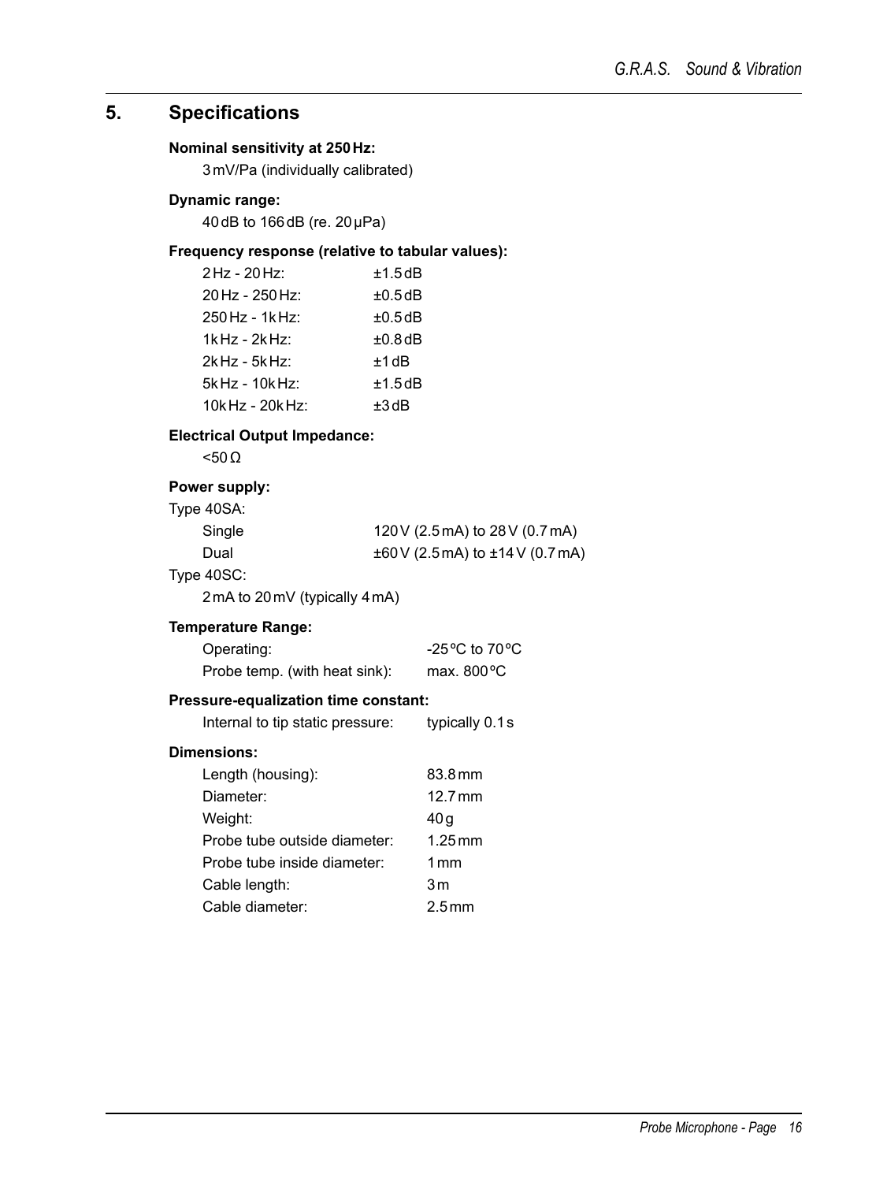# 5. Specifications

**Nominal sensitivity at 250 Hz:**

3 mV/Pa (individually calibrated)

**Dynamic range:**

40 dB to 166 dB (re. 20 µPa)

**Frequency response (relative to tabular values):**

| | |
|---|---|
| 2 Hz - 20 Hz: | ±1.5 dB |
| 20 Hz - 250 Hz: | ±0.5 dB |
| 250 Hz - 1k Hz: | ±0.5 dB |
| 1k Hz - 2k Hz: | ±0.8 dB |
| 2k Hz - 5k Hz: | ±1 dB |
| 5k Hz - 10k Hz: | ±1.5 dB |
| 10k Hz - 20k Hz: | ±3 dB |

**Electrical Output Impedance:**

<50 Ω

**Power supply:**

Type 40SA:

| | |
|---|---|
| Single | 120 V (2.5 mA) to 28 V (0.7 mA) |
| Dual | ±60 V (2.5 mA) to ±14 V (0.7 mA) |

Type 40SC:

2 mA to 20 mV (typically 4 mA)

**Temperature Range:**

| | |
|---|---|
| Operating: | -25 ºC to 70 ºC |
| Probe temp. (with heat sink): | max. 800 ºC |

**Pressure-equalization time constant:**

| | |
|---|---|
| Internal to tip static pressure: | typically 0.1 s |

**Dimensions:**

| | |
|---|---|
| Length (housing): | 83.8 mm |
| Diameter: | 12.7 mm |
| Weight: | 40 g |
| Probe tube outside diameter: | 1.25 mm |
| Probe tube inside diameter: | 1 mm |
| Cable length: | 3 m |
| Cable diameter: | 2.5 mm |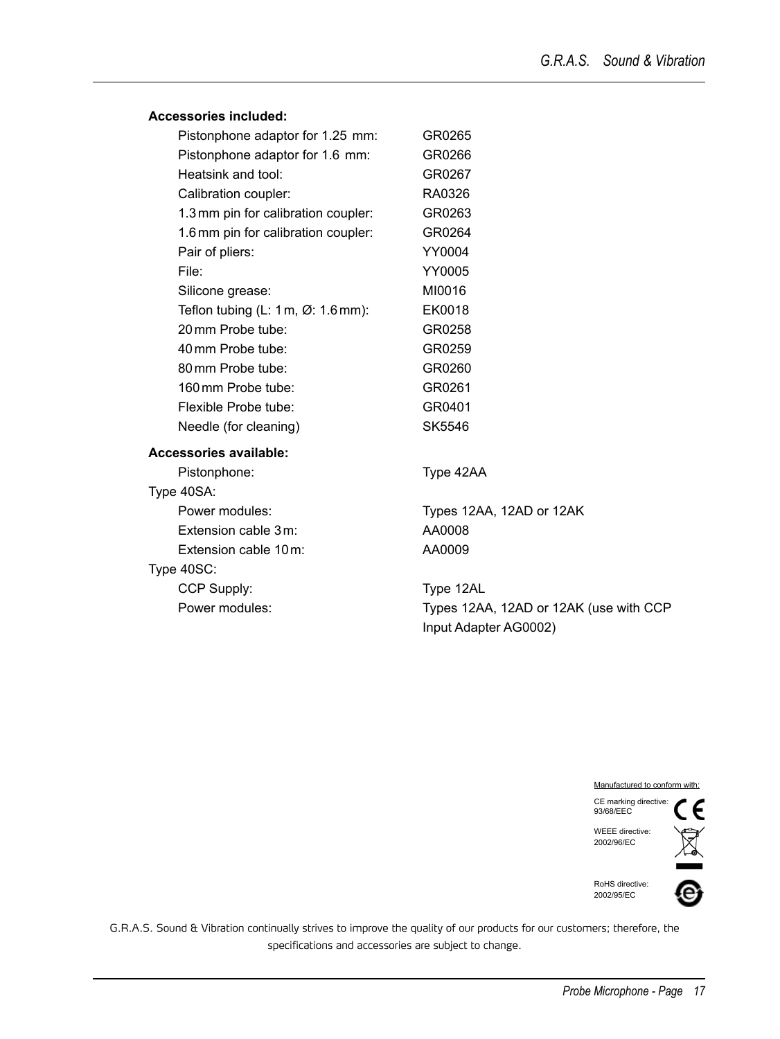**Accessories included:**

| | |
|---|---|
| Pistonphone adaptor for 1.25 mm: | GR0265 |
| Pistonphone adaptor for 1.6 mm: | GR0266 |
| Heatsink and tool: | GR0267 |
| Calibration coupler: | RA0326 |
| 1.3 mm pin for calibration coupler: | GR0263 |
| 1.6 mm pin for calibration coupler: | GR0264 |
| Pair of pliers: | YY0004 |
| File: | YY0005 |
| Silicone grease: | MI0016 |
| Teflon tubing (L: 1 m, Ø: 1.6 mm): | EK0018 |
| 20 mm Probe tube: | GR0258 |
| 40 mm Probe tube: | GR0259 |
| 80 mm Probe tube: | GR0260 |
| 160 mm Probe tube: | GR0261 |
| Flexible Probe tube: | GR0401 |
| Needle (for cleaning) | SK5546 |

**Accessories available:**

| | |
|---|---|
| Pistonphone: | Type 42AA |
| Type 40SA: | |
| Power modules: | Types 12AA, 12AD or 12AK |
| Extension cable 3 m: | AA0008 |
| Extension cable 10 m: | AA0009 |
| Type 40SC: | |
| CCP Supply: | Type 12AL |
| Power modules: | Types 12AA, 12AD or 12AK (use with CCP Input Adapter AG0002) |

Manufactured to conform with:

CE marking directive: 93/68/EEC

WEEE directive: 2002/96/EC

RoHS directive: 2002/95/EC

G.R.A.S. Sound & Vibration continually strives to improve the quality of our products for our customers; therefore, the specifications and accessories are subject to change.